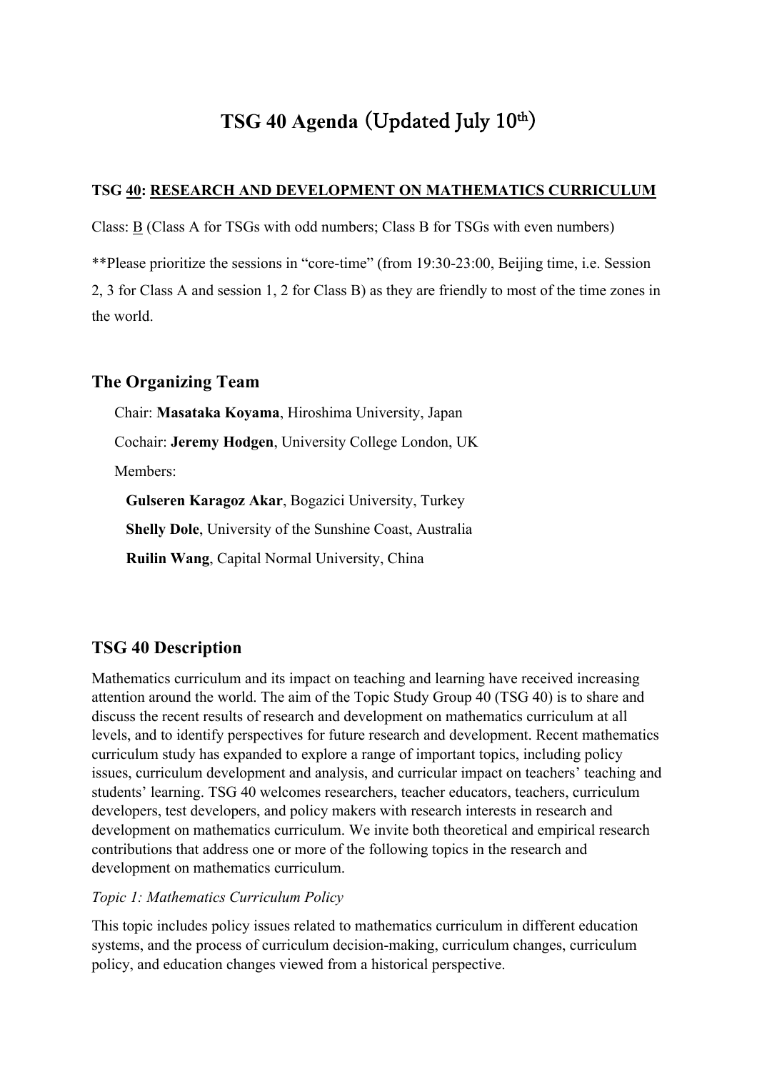# TSG 40 Agenda (Updated July 10th)

**TSG 40: RESEARCH AND DEVELOPMENT ON MATHEMATICS CURRICULUM**

Class: B (Class A for TSGs with odd numbers; Class B for TSGs with even numbers)

**Please prioritize the sessions in "core-time" (from 19:30-23:00, Beijing time, i.e. Session 2, 3 for Class A and session 1, 2 for Class B) as they are friendly to most of the time zones in the world.

## The Organizing Team

Chair: **Masataka Koyama**, Hiroshima University, Japan

Cochair: **Jeremy Hodgen**, University College London, UK

Members:

**Gulseren Karagoz Akar**, Bogazici University, Turkey

**Shelly Dole**, University of the Sunshine Coast, Australia

**Ruilin Wang**, Capital Normal University, China

## TSG 40 Description

Mathematics curriculum and its impact on teaching and learning have received increasing attention around the world. The aim of the Topic Study Group 40 (TSG 40) is to share and discuss the recent results of research and development on mathematics curriculum at all levels, and to identify perspectives for future research and development. Recent mathematics curriculum study has expanded to explore a range of important topics, including policy issues, curriculum development and analysis, and curricular impact on teachers' teaching and students' learning. TSG 40 welcomes researchers, teacher educators, teachers, curriculum developers, test developers, and policy makers with research interests in research and development on mathematics curriculum. We invite both theoretical and empirical research contributions that address one or more of the following topics in the research and development on mathematics curriculum.

*Topic 1: Mathematics Curriculum Policy*

This topic includes policy issues related to mathematics curriculum in different education systems, and the process of curriculum decision-making, curriculum changes, curriculum policy, and education changes viewed from a historical perspective.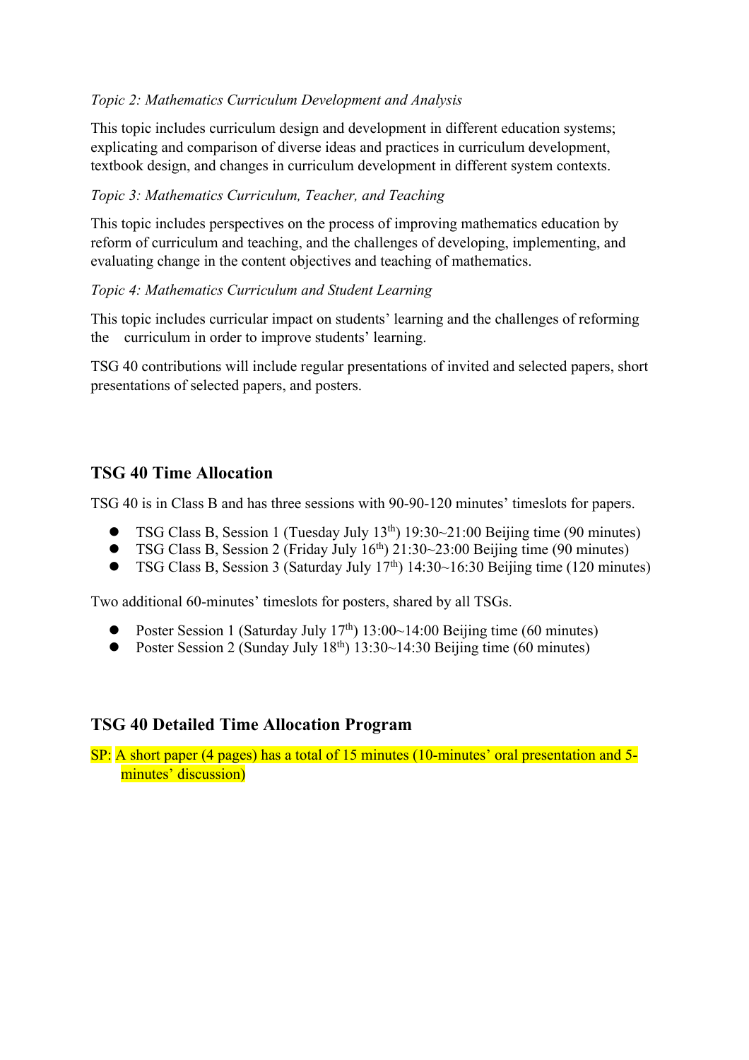*Topic 2: Mathematics Curriculum Development and Analysis*

This topic includes curriculum design and development in different education systems; explicating and comparison of diverse ideas and practices in curriculum development, textbook design, and changes in curriculum development in different system contexts.

*Topic 3: Mathematics Curriculum, Teacher, and Teaching*

This topic includes perspectives on the process of improving mathematics education by reform of curriculum and teaching, and the challenges of developing, implementing, and evaluating change in the content objectives and teaching of mathematics.

*Topic 4: Mathematics Curriculum and Student Learning*

This topic includes curricular impact on students' learning and the challenges of reforming the curriculum in order to improve students' learning.

TSG 40 contributions will include regular presentations of invited and selected papers, short presentations of selected papers, and posters.

## TSG 40 Time Allocation

TSG 40 is in Class B and has three sessions with 90-90-120 minutes' timeslots for papers.

- TSG Class B, Session 1 (Tuesday July 13th) 19:30~21:00 Beijing time (90 minutes)
- TSG Class B, Session 2 (Friday July 16th) 21:30~23:00 Beijing time (90 minutes)
- TSG Class B, Session 3 (Saturday July 17th) 14:30~16:30 Beijing time (120 minutes)

Two additional 60-minutes' timeslots for posters, shared by all TSGs.

- Poster Session 1 (Saturday July 17th) 13:00~14:00 Beijing time (60 minutes)
- Poster Session 2 (Sunday July 18th) 13:30~14:30 Beijing time (60 minutes)

## TSG 40 Detailed Time Allocation Program

SP: A short paper (4 pages) has a total of 15 minutes (10-minutes' oral presentation and 5-minutes' discussion)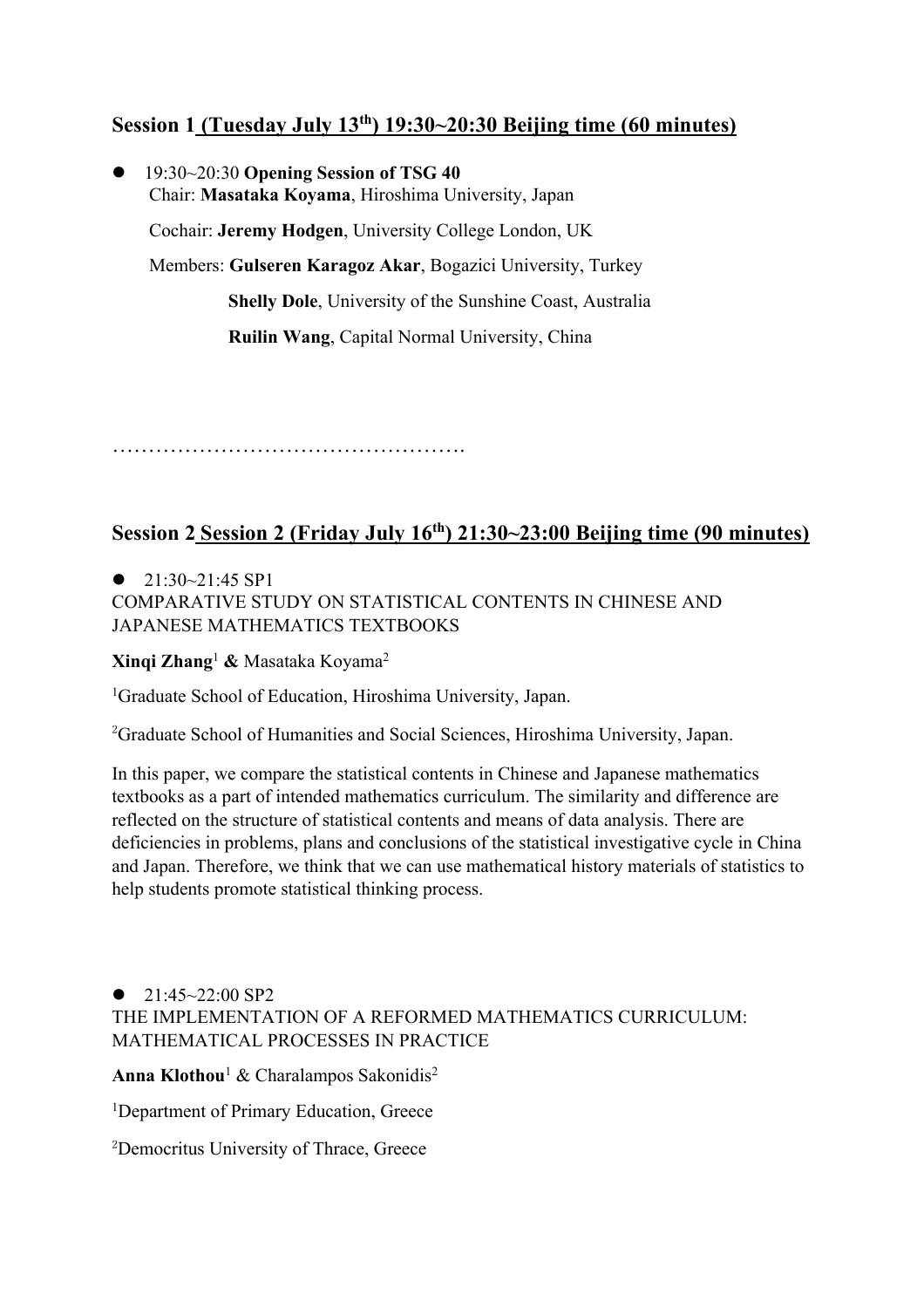## Session 1 (Tuesday July 13th) 19:30~20:30 Beijing time (60 minutes)

- 19:30~20:30 **Opening Session of TSG 40**

  Chair: **Masataka Koyama**, Hiroshima University, Japan

  Cochair: **Jeremy Hodgen**, University College London, UK

  Members: **Gulseren Karagoz Akar**, Bogazici University, Turkey

  **Shelly Dole**, University of the Sunshine Coast, Australia

  **Ruilin Wang**, Capital Normal University, China

…………………………………………

## Session 2 Session 2 (Friday July 16th) 21:30~23:00 Beijing time (90 minutes)

- 21:30~21:45 SP1

COMPARATIVE STUDY ON STATISTICAL CONTENTS IN CHINESE AND JAPANESE MATHEMATICS TEXTBOOKS

**Xinqi Zhang**[1] **&** Masataka Koyama[2]

[1]Graduate School of Education, Hiroshima University, Japan.

[2]Graduate School of Humanities and Social Sciences, Hiroshima University, Japan.

In this paper, we compare the statistical contents in Chinese and Japanese mathematics textbooks as a part of intended mathematics curriculum. The similarity and difference are reflected on the structure of statistical contents and means of data analysis. There are deficiencies in problems, plans and conclusions of the statistical investigative cycle in China and Japan. Therefore, we think that we can use mathematical history materials of statistics to help students promote statistical thinking process.

- 21:45~22:00 SP2

THE IMPLEMENTATION OF A REFORMED MATHEMATICS CURRICULUM: MATHEMATICAL PROCESSES IN PRACTICE

**Anna Klothou**[1] & Charalampos Sakonidis[2]

[1]Department of Primary Education, Greece

[2]Democritus University of Thrace, Greece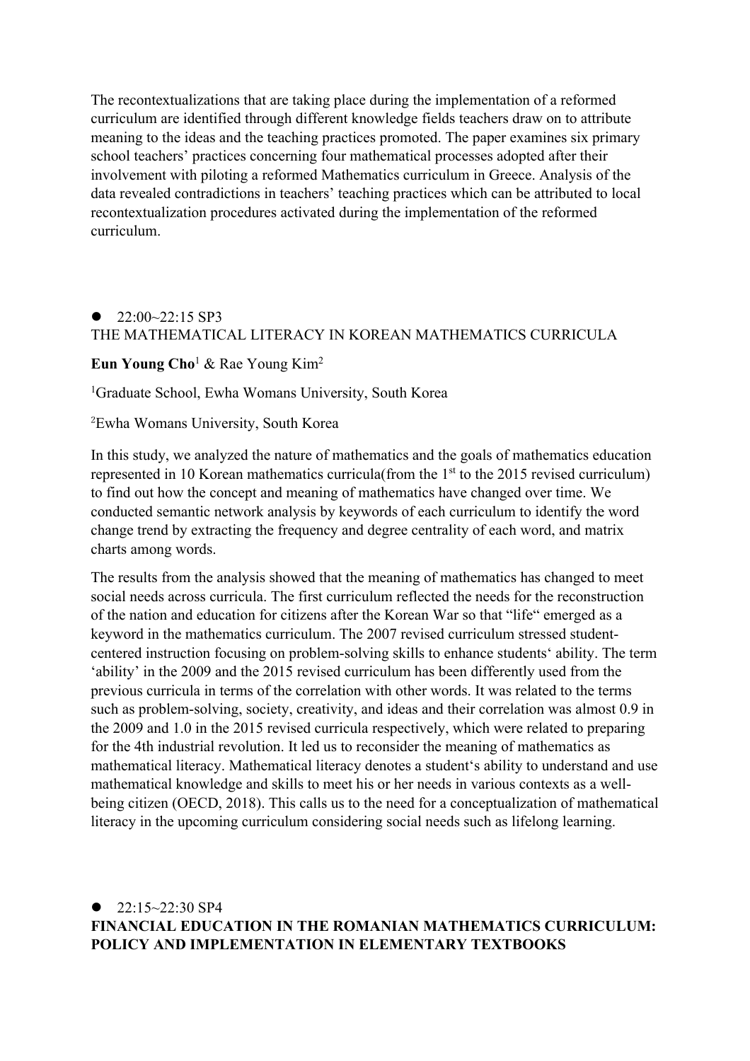The recontextualizations that are taking place during the implementation of a reformed curriculum are identified through different knowledge fields teachers draw on to attribute meaning to the ideas and the teaching practices promoted. The paper examines six primary school teachers' practices concerning four mathematical processes adopted after their involvement with piloting a reformed Mathematics curriculum in Greece. Analysis of the data revealed contradictions in teachers' teaching practices which can be attributed to local recontextualization procedures activated during the implementation of the reformed curriculum.

- 22:00~22:15 SP3

THE MATHEMATICAL LITERACY IN KOREAN MATHEMATICS CURRICULA

**Eun Young Cho**[1] & Rae Young Kim[2]

[1]Graduate School, Ewha Womans University, South Korea

[2]Ewha Womans University, South Korea

In this study, we analyzed the nature of mathematics and the goals of mathematics education represented in 10 Korean mathematics curricula(from the 1st to the 2015 revised curriculum) to find out how the concept and meaning of mathematics have changed over time. We conducted semantic network analysis by keywords of each curriculum to identify the word change trend by extracting the frequency and degree centrality of each word, and matrix charts among words.

The results from the analysis showed that the meaning of mathematics has changed to meet social needs across curricula. The first curriculum reflected the needs for the reconstruction of the nation and education for citizens after the Korean War so that "life" emerged as a keyword in the mathematics curriculum. The 2007 revised curriculum stressed student-centered instruction focusing on problem-solving skills to enhance students' ability. The term 'ability' in the 2009 and the 2015 revised curriculum has been differently used from the previous curricula in terms of the correlation with other words. It was related to the terms such as problem-solving, society, creativity, and ideas and their correlation was almost 0.9 in the 2009 and 1.0 in the 2015 revised curricula respectively, which were related to preparing for the 4th industrial revolution. It led us to reconsider the meaning of mathematics as mathematical literacy. Mathematical literacy denotes a student's ability to understand and use mathematical knowledge and skills to meet his or her needs in various contexts as a well-being citizen (OECD, 2018). This calls us to the need for a conceptualization of mathematical literacy in the upcoming curriculum considering social needs such as lifelong learning.

- 22:15~22:30 SP4

**FINANCIAL EDUCATION IN THE ROMANIAN MATHEMATICS CURRICULUM: POLICY AND IMPLEMENTATION IN ELEMENTARY TEXTBOOKS**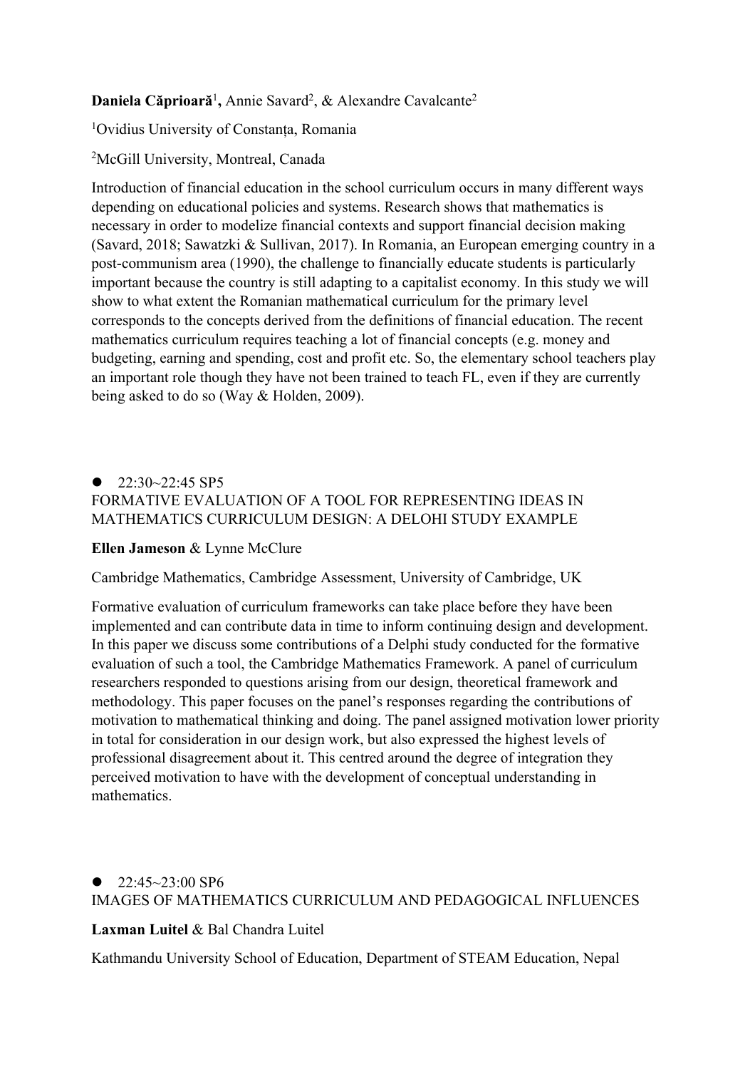**Daniela Căprioară**[1], Annie Savard[2], & Alexandre Cavalcante[2]

[1]Ovidius University of Constanța, Romania

[2]McGill University, Montreal, Canada

Introduction of financial education in the school curriculum occurs in many different ways depending on educational policies and systems. Research shows that mathematics is necessary in order to modelize financial contexts and support financial decision making (Savard, 2018; Sawatzki & Sullivan, 2017). In Romania, an European emerging country in a post-communism area (1990), the challenge to financially educate students is particularly important because the country is still adapting to a capitalist economy. In this study we will show to what extent the Romanian mathematical curriculum for the primary level corresponds to the concepts derived from the definitions of financial education. The recent mathematics curriculum requires teaching a lot of financial concepts (e.g. money and budgeting, earning and spending, cost and profit etc. So, the elementary school teachers play an important role though they have not been trained to teach FL, even if they are currently being asked to do so (Way & Holden, 2009).

- 22:30~22:45 SP5

FORMATIVE EVALUATION OF A TOOL FOR REPRESENTING IDEAS IN MATHEMATICS CURRICULUM DESIGN: A DELOHI STUDY EXAMPLE

**Ellen Jameson** & Lynne McClure

Cambridge Mathematics, Cambridge Assessment, University of Cambridge, UK

Formative evaluation of curriculum frameworks can take place before they have been implemented and can contribute data in time to inform continuing design and development. In this paper we discuss some contributions of a Delphi study conducted for the formative evaluation of such a tool, the Cambridge Mathematics Framework. A panel of curriculum researchers responded to questions arising from our design, theoretical framework and methodology. This paper focuses on the panel's responses regarding the contributions of motivation to mathematical thinking and doing. The panel assigned motivation lower priority in total for consideration in our design work, but also expressed the highest levels of professional disagreement about it. This centred around the degree of integration they perceived motivation to have with the development of conceptual understanding in mathematics.

- 22:45~23:00 SP6

IMAGES OF MATHEMATICS CURRICULUM AND PEDAGOGICAL INFLUENCES

**Laxman Luitel** & Bal Chandra Luitel

Kathmandu University School of Education, Department of STEAM Education, Nepal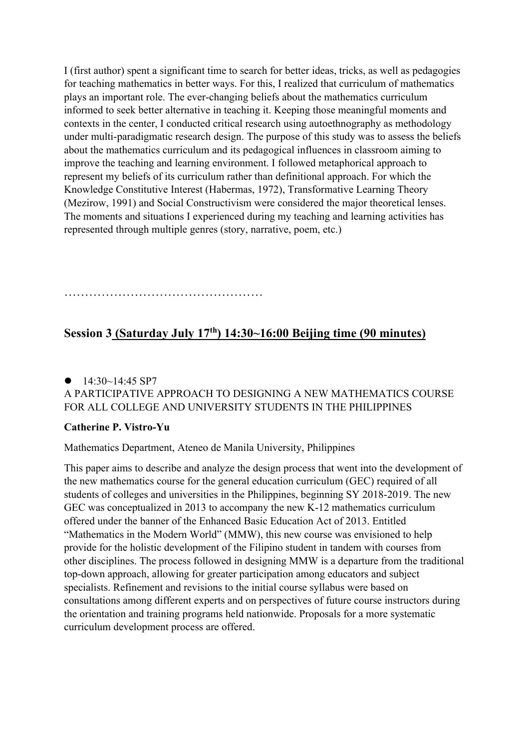I (first author) spent a significant time to search for better ideas, tricks, as well as pedagogies for teaching mathematics in better ways. For this, I realized that curriculum of mathematics plays an important role. The ever-changing beliefs about the mathematics curriculum informed to seek better alternative in teaching it. Keeping those meaningful moments and contexts in the center, I conducted critical research using autoethnography as methodology under multi-paradigmatic research design. The purpose of this study was to assess the beliefs about the mathematics curriculum and its pedagogical influences in classroom aiming to improve the teaching and learning environment. I followed metaphorical approach to represent my beliefs of its curriculum rather than definitional approach. For which the Knowledge Constitutive Interest (Habermas, 1972), Transformative Learning Theory (Mezirow, 1991) and Social Constructivism were considered the major theoretical lenses. The moments and situations I experienced during my teaching and learning activities has represented through multiple genres (story, narrative, poem, etc.)

…………………………………………

## Session 3 (Saturday July 17th) 14:30~16:00 Beijing time (90 minutes)

- 14:30~14:45 SP7

A PARTICIPATIVE APPROACH TO DESIGNING A NEW MATHEMATICS COURSE FOR ALL COLLEGE AND UNIVERSITY STUDENTS IN THE PHILIPPINES

**Catherine P. Vistro-Yu**

Mathematics Department, Ateneo de Manila University, Philippines

This paper aims to describe and analyze the design process that went into the development of the new mathematics course for the general education curriculum (GEC) required of all students of colleges and universities in the Philippines, beginning SY 2018-2019. The new GEC was conceptualized in 2013 to accompany the new K-12 mathematics curriculum offered under the banner of the Enhanced Basic Education Act of 2013. Entitled "Mathematics in the Modern World" (MMW), this new course was envisioned to help provide for the holistic development of the Filipino student in tandem with courses from other disciplines. The process followed in designing MMW is a departure from the traditional top-down approach, allowing for greater participation among educators and subject specialists. Refinement and revisions to the initial course syllabus were based on consultations among different experts and on perspectives of future course instructors during the orientation and training programs held nationwide. Proposals for a more systematic curriculum development process are offered.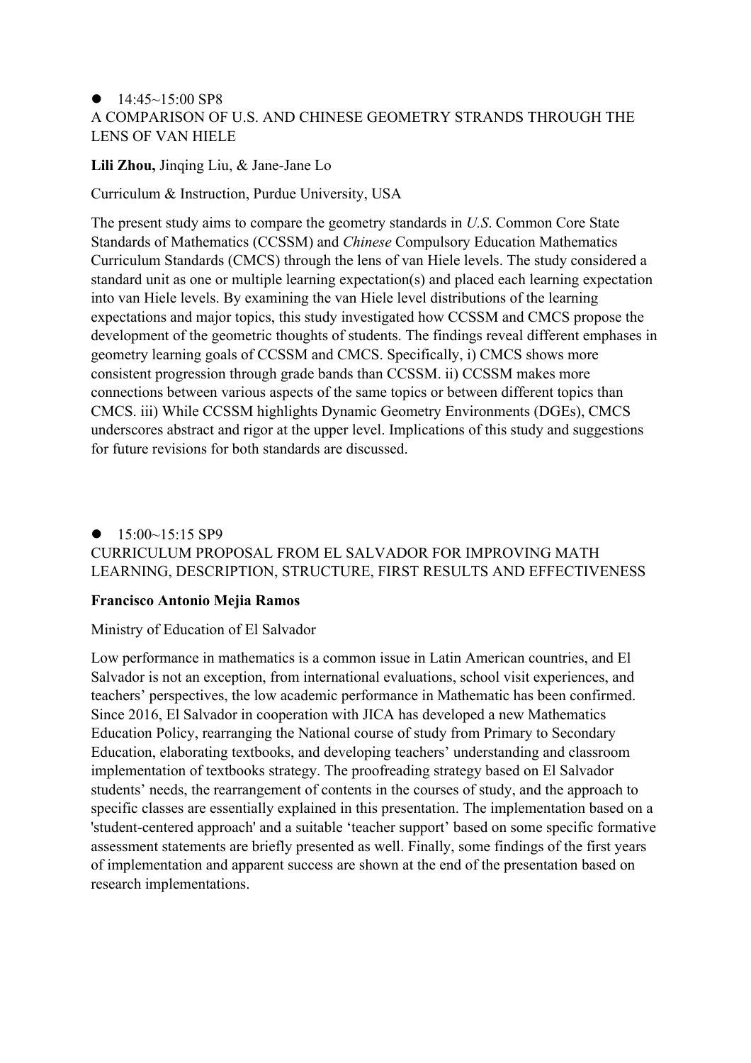- 14:45~15:00 SP8

A COMPARISON OF U.S. AND CHINESE GEOMETRY STRANDS THROUGH THE LENS OF VAN HIELE

**Lili Zhou,** Jinqing Liu, & Jane-Jane Lo

Curriculum & Instruction, Purdue University, USA

The present study aims to compare the geometry standards in *U.S*. Common Core State Standards of Mathematics (CCSSM) and *Chinese* Compulsory Education Mathematics Curriculum Standards (CMCS) through the lens of van Hiele levels. The study considered a standard unit as one or multiple learning expectation(s) and placed each learning expectation into van Hiele levels. By examining the van Hiele level distributions of the learning expectations and major topics, this study investigated how CCSSM and CMCS propose the development of the geometric thoughts of students. The findings reveal different emphases in geometry learning goals of CCSSM and CMCS. Specifically, i) CMCS shows more consistent progression through grade bands than CCSSM. ii) CCSSM makes more connections between various aspects of the same topics or between different topics than CMCS. iii) While CCSSM highlights Dynamic Geometry Environments (DGEs), CMCS underscores abstract and rigor at the upper level. Implications of this study and suggestions for future revisions for both standards are discussed.

- 15:00~15:15 SP9

CURRICULUM PROPOSAL FROM EL SALVADOR FOR IMPROVING MATH LEARNING, DESCRIPTION, STRUCTURE, FIRST RESULTS AND EFFECTIVENESS

**Francisco Antonio Mejia Ramos**

Ministry of Education of El Salvador

Low performance in mathematics is a common issue in Latin American countries, and El Salvador is not an exception, from international evaluations, school visit experiences, and teachers' perspectives, the low academic performance in Mathematic has been confirmed. Since 2016, El Salvador in cooperation with JICA has developed a new Mathematics Education Policy, rearranging the National course of study from Primary to Secondary Education, elaborating textbooks, and developing teachers' understanding and classroom implementation of textbooks strategy. The proofreading strategy based on El Salvador students' needs, the rearrangement of contents in the courses of study, and the approach to specific classes are essentially explained in this presentation. The implementation based on a 'student-centered approach' and a suitable 'teacher support' based on some specific formative assessment statements are briefly presented as well. Finally, some findings of the first years of implementation and apparent success are shown at the end of the presentation based on research implementations.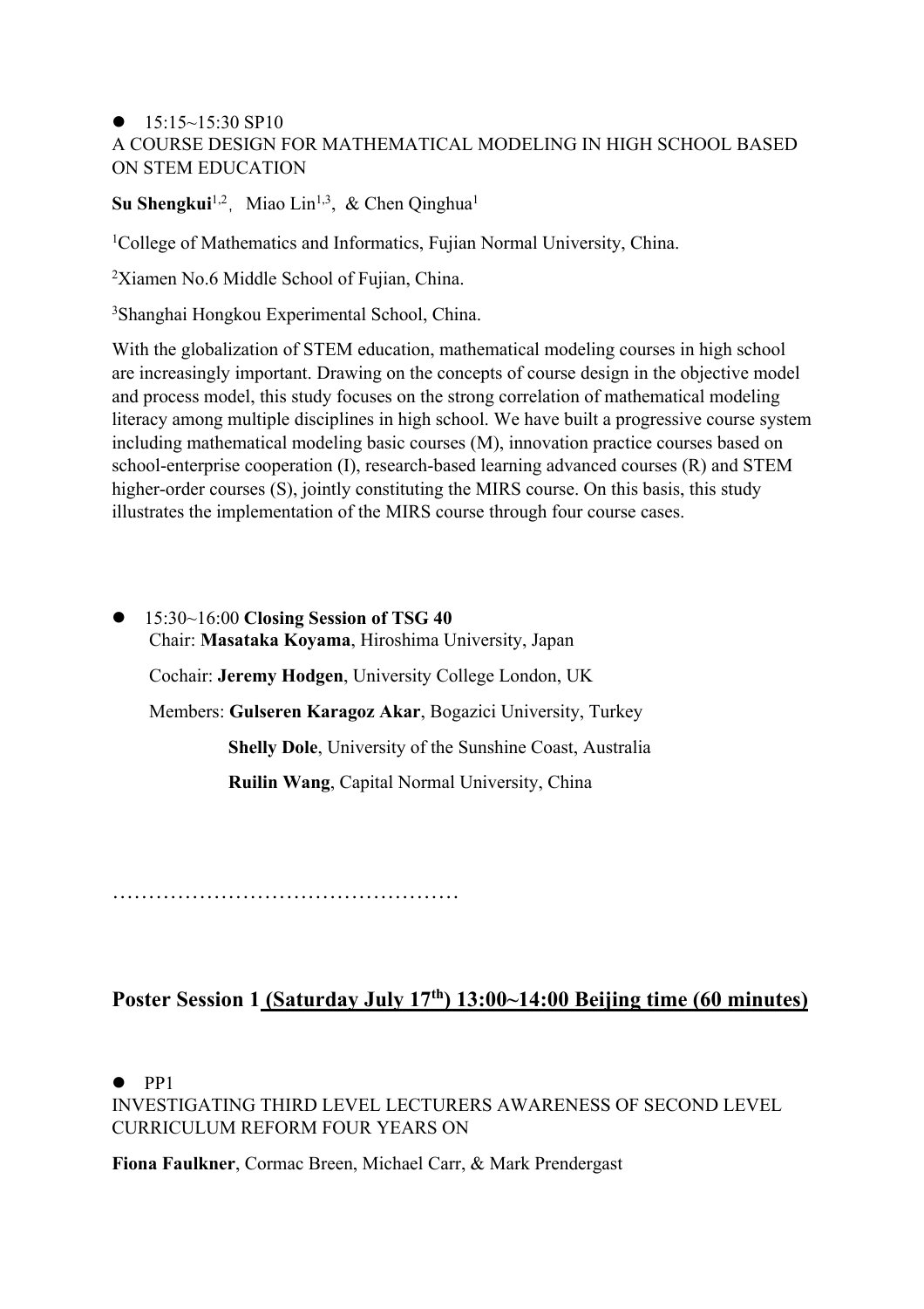- 15:15~15:30 SP10

A COURSE DESIGN FOR MATHEMATICAL MODELING IN HIGH SCHOOL BASED ON STEM EDUCATION

**Su Shengkui**[1,2], Miao Lin[1,3], & Chen Qinghua[1]

[1]College of Mathematics and Informatics, Fujian Normal University, China.

[2]Xiamen No.6 Middle School of Fujian, China.

[3]Shanghai Hongkou Experimental School, China.

With the globalization of STEM education, mathematical modeling courses in high school are increasingly important. Drawing on the concepts of course design in the objective model and process model, this study focuses on the strong correlation of mathematical modeling literacy among multiple disciplines in high school. We have built a progressive course system including mathematical modeling basic courses (M), innovation practice courses based on school-enterprise cooperation (I), research-based learning advanced courses (R) and STEM higher-order courses (S), jointly constituting the MIRS course. On this basis, this study illustrates the implementation of the MIRS course through four course cases.

- 15:30~16:00 **Closing Session of TSG 40**

  Chair: **Masataka Koyama**, Hiroshima University, Japan

  Cochair: **Jeremy Hodgen**, University College London, UK

  Members: **Gulseren Karagoz Akar**, Bogazici University, Turkey

  **Shelly Dole**, University of the Sunshine Coast, Australia

  **Ruilin Wang**, Capital Normal University, China

…………………………………………

## Poster Session 1 (Saturday July 17th) 13:00~14:00 Beijing time (60 minutes)

- PP1

INVESTIGATING THIRD LEVEL LECTURERS AWARENESS OF SECOND LEVEL CURRICULUM REFORM FOUR YEARS ON

**Fiona Faulkner**, Cormac Breen, Michael Carr, & Mark Prendergast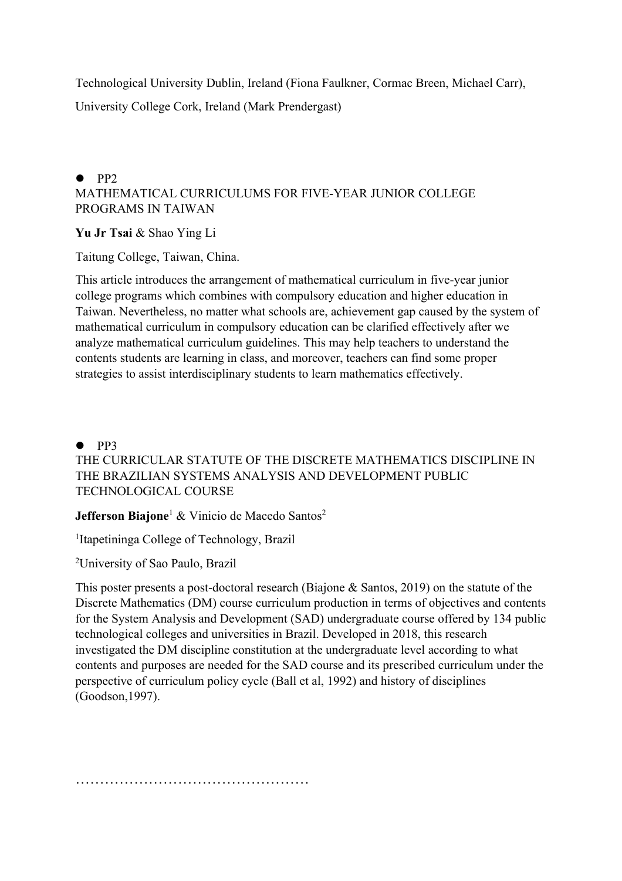Technological University Dublin, Ireland (Fiona Faulkner, Cormac Breen, Michael Carr), University College Cork, Irela­nd (Mark Prendergast)

- PP2

MATHEMATICAL CURRICULUMS FOR FIVE-YEAR JUNIOR COLLEGE PROGRAMS IN TAIWAN

**Yu Jr Tsai** & Shao Ying Li

Taitung College, Taiwan, China.

This article introduces the arrangement of mathematical curriculum in five-year junior college programs which combines with compulsory education and higher education in Taiwan. Nevertheless, no matter what schools are, achievement gap caused by the system of mathematical curriculum in compulsory education can be clarified effectively after we analyze mathematical curriculum guidelines. This may help teachers to understand the contents students are learning in class, and moreover, teachers can find some proper strategies to assist interdisciplinary students to learn mathematics effectively.

- PP3

THE CURRICULAR STATUTE OF THE DISCRETE MATHEMATICS DISCIPLINE IN THE BRAZILIAN SYSTEMS ANALYSIS AND DEVELOPMENT PUBLIC TECHNOLOGICAL COURSE

**Jefferson Biajone**[1] & Vinicio de Macedo Santos[2]

[1]Itapetininga College of Technology, Brazil

[2]University of Sao Paulo, Brazil

This poster presents a post-doctoral research (Biajone & Santos, 2019) on the statute of the Discrete Mathematics (DM) course curriculum production in terms of objectives and contents for the System Analysis and Development (SAD) undergraduate course offered by 134 public technological colleges and universities in Brazil. Developed in 2018, this research investigated the DM discipline constitution at the undergraduate level according to what contents and purposes are needed for the SAD course and its prescribed curriculum under the perspective of curriculum policy cycle (Ball et al, 1992) and history of disciplines (Goodson,1997).

…………………………………………